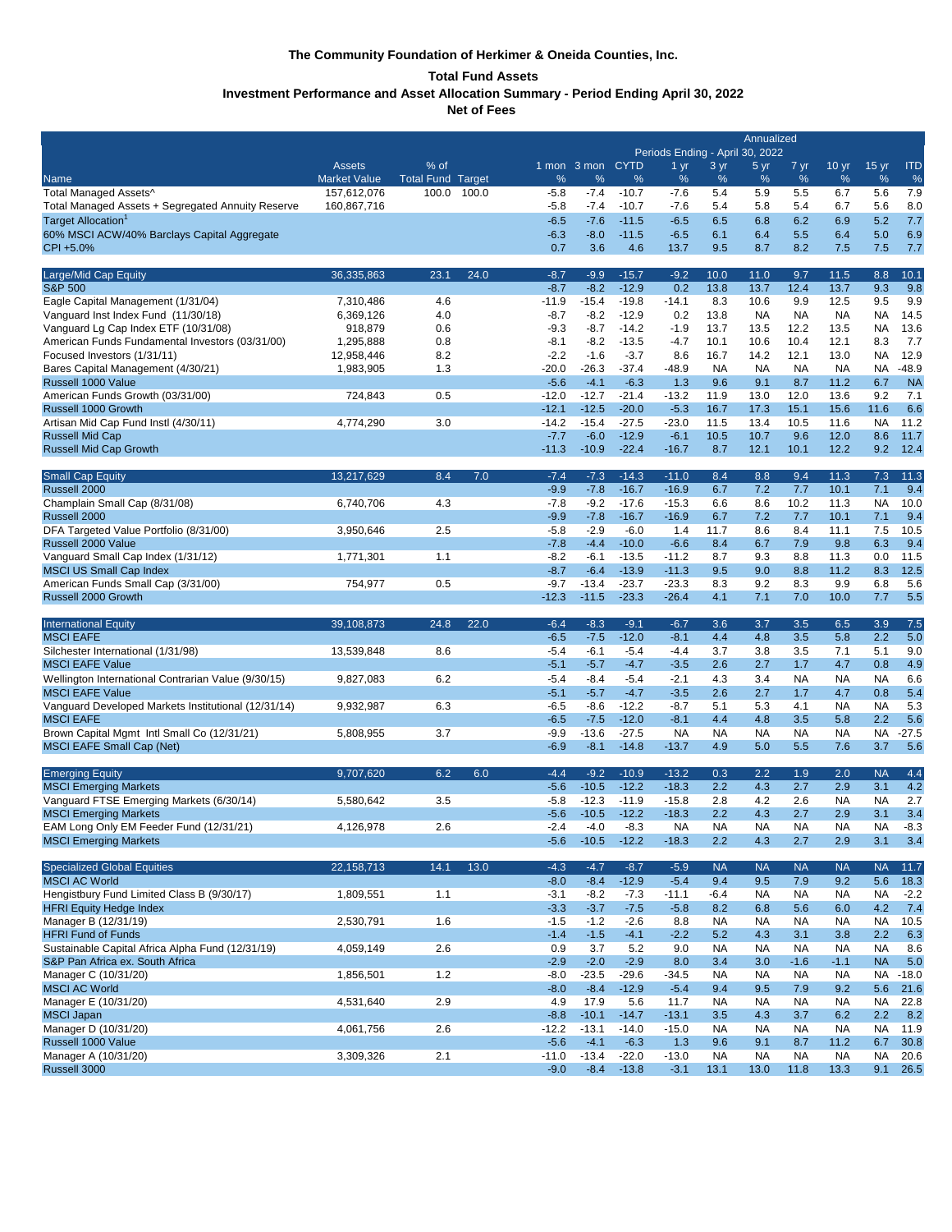**The Community Foundation of Herkimer & Oneida Counties, Inc.**

**Total Fund Assets**

**Investment Performance and Asset Allocation Summary - Period Ending April 30, 2022**

**Net of Fees**

| Name | Assets Market Value | % of Total Fund | Target | 1 mon % | 3 mon % | CYTD % | 1 yr % | 3 yr % | 5 yr % | 7 yr % | 10 yr % | 15 yr % | ITD % |
|---|---|---|---|---|---|---|---|---|---|---|---|---|---|
| | | | | | | | Annualized Periods Ending - April 30, 2022 | | | | | | |
| Total Managed Assets^ | 157,612,076 | 100.0 | 100.0 | -5.8 | -7.4 | -10.7 | -7.6 | 5.4 | 5.9 | 5.5 | 6.7 | 5.6 | 7.9 |
| Total Managed Assets + Segregated Annuity Reserve | 160,867,716 | | | -5.8 | -7.4 | -10.7 | -7.6 | 5.4 | 5.8 | 5.4 | 6.7 | 5.6 | 8.0 |
| Target Allocation[1] | | | | -6.5 | -7.6 | -11.5 | -6.5 | 6.5 | 6.8 | 6.2 | 6.9 | 5.2 | 7.7 |
| 60% MSCI ACW/40% Barclays Capital Aggregate | | | | -6.3 | -8.0 | -11.5 | -6.5 | 6.1 | 6.4 | 5.5 | 6.4 | 5.0 | 6.9 |
| CPI +5.0% | | | | 0.7 | 3.6 | 4.6 | 13.7 | 9.5 | 8.7 | 8.2 | 7.5 | 7.5 | 7.7 |
| Large/Mid Cap Equity | 36,335,863 | 23.1 | 24.0 | -8.7 | -9.9 | -15.7 | -9.2 | 10.0 | 11.0 | 9.7 | 11.5 | 8.8 | 10.1 |
| S&P 500 | | | | -8.7 | -8.2 | -12.9 | 0.2 | 13.8 | 13.7 | 12.4 | 13.7 | 9.3 | 9.8 |
| Eagle Capital Management (1/31/04) | 7,310,486 | 4.6 | | -11.9 | -15.4 | -19.8 | -14.1 | 8.3 | 10.6 | 9.9 | 12.5 | 9.5 | 9.9 |
| Vanguard Inst Index Fund (11/30/18) | 6,369,126 | 4.0 | | -8.7 | -8.2 | -12.9 | 0.2 | 13.8 | NA | NA | NA | NA | 14.5 |
| Vanguard Lg Cap Index ETF (10/31/08) | 918,879 | 0.6 | | -9.3 | -8.7 | -14.2 | -1.9 | 13.7 | 13.5 | 12.2 | 13.5 | NA | 13.6 |
| American Funds Fundamental Investors (03/31/00) | 1,295,888 | 0.8 | | -8.1 | -8.2 | -13.5 | -4.7 | 10.1 | 10.6 | 10.4 | 12.1 | 8.3 | 7.7 |
| Focused Investors (1/31/11) | 12,958,446 | 8.2 | | -2.2 | -1.6 | -3.7 | 8.6 | 16.7 | 14.2 | 12.1 | 13.0 | NA | 12.9 |
| Bares Capital Management (4/30/21) | 1,983,905 | 1.3 | | -20.0 | -26.3 | -37.4 | -48.9 | NA | NA | NA | NA | NA | -48.9 |
| Russell 1000 Value | | | | -5.6 | -4.1 | -6.3 | 1.3 | 9.6 | 9.1 | 8.7 | 11.2 | 6.7 | NA |
| American Funds Growth (03/31/00) | 724,843 | 0.5 | | -12.0 | -12.7 | -21.4 | -13.2 | 11.9 | 13.0 | 12.0 | 13.6 | 9.2 | 7.1 |
| Russell 1000 Growth | | | | -12.1 | -12.5 | -20.0 | -5.3 | 16.7 | 17.3 | 15.1 | 15.6 | 11.6 | 6.6 |
| Artisan Mid Cap Fund Instl (4/30/11) | 4,774,290 | 3.0 | | -14.2 | -15.4 | -27.5 | -23.0 | 11.5 | 13.4 | 10.5 | 11.6 | NA | 11.2 |
| Russell Mid Cap | | | | -7.7 | -6.0 | -12.9 | -6.1 | 10.5 | 10.7 | 9.6 | 12.0 | 8.6 | 11.7 |
| Russell Mid Cap Growth | | | | -11.3 | -10.9 | -22.4 | -16.7 | 8.7 | 12.1 | 10.1 | 12.2 | 9.2 | 12.4 |
| Small Cap Equity | 13,217,629 | 8.4 | 7.0 | -7.4 | -7.3 | -14.3 | -11.0 | 8.4 | 8.8 | 9.4 | 11.3 | 7.3 | 11.3 |
| Russell 2000 | | | | -9.9 | -7.8 | -16.7 | -16.9 | 6.7 | 7.2 | 7.7 | 10.1 | 7.1 | 9.4 |
| Champlain Small Cap (8/31/08) | 6,740,706 | 4.3 | | -7.8 | -9.2 | -17.6 | -15.3 | 6.6 | 8.6 | 10.2 | 11.3 | NA | 10.0 |
| Russell 2000 | | | | -9.9 | -7.8 | -16.7 | -16.9 | 6.7 | 7.2 | 7.7 | 10.1 | 7.1 | 9.4 |
| DFA Targeted Value Portfolio (8/31/00) | 3,950,646 | 2.5 | | -5.8 | -2.9 | -6.0 | 1.4 | 11.7 | 8.6 | 8.4 | 11.1 | 7.5 | 10.5 |
| Russell 2000 Value | | | | -7.8 | -4.4 | -10.0 | -6.6 | 8.4 | 6.7 | 7.9 | 9.8 | 6.3 | 9.4 |
| Vanguard Small Cap Index (1/31/12) | 1,771,301 | 1.1 | | -8.2 | -6.1 | -13.5 | -11.2 | 8.7 | 9.3 | 8.8 | 11.3 | 0.0 | 11.5 |
| MSCI US Small Cap Index | | | | -8.7 | -6.4 | -13.9 | -11.3 | 9.5 | 9.0 | 8.8 | 11.2 | 8.3 | 12.5 |
| American Funds Small Cap (3/31/00) | 754,977 | 0.5 | | -9.7 | -13.4 | -23.7 | -23.3 | 8.3 | 9.2 | 8.3 | 9.9 | 6.8 | 5.6 |
| Russell 2000 Growth | | | | -12.3 | -11.5 | -23.3 | -26.4 | 4.1 | 7.1 | 7.0 | 10.0 | 7.7 | 5.5 |
| International Equity | 39,108,873 | 24.8 | 22.0 | -6.4 | -8.3 | -9.1 | -6.7 | 3.6 | 3.7 | 3.5 | 6.5 | 3.9 | 7.5 |
| MSCI EAFE | | | | -6.5 | -7.5 | -12.0 | -8.1 | 4.4 | 4.8 | 3.5 | 5.8 | 2.2 | 5.0 |
| Silchester International (1/31/98) | 13,539,848 | 8.6 | | -5.4 | -6.1 | -5.4 | -4.4 | 3.7 | 3.8 | 3.5 | 7.1 | 5.1 | 9.0 |
| MSCI EAFE Value | | | | -5.1 | -5.7 | -4.7 | -3.5 | 2.6 | 2.7 | 1.7 | 4.7 | 0.8 | 4.9 |
| Wellington International Contrarian Value (9/30/15) | 9,827,083 | 6.2 | | -5.4 | -8.4 | -5.4 | -2.1 | 4.3 | 3.4 | NA | NA | NA | 6.6 |
| MSCI EAFE Value | | | | -5.1 | -5.7 | -4.7 | -3.5 | 2.6 | 2.7 | 1.7 | 4.7 | 0.8 | 5.4 |
| Vanguard Developed Markets Institutional (12/31/14) | 9,932,987 | 6.3 | | -6.5 | -8.6 | -12.2 | -8.7 | 5.1 | 5.3 | 4.1 | NA | NA | 5.3 |
| MSCI EAFE | | | | -6.5 | -7.5 | -12.0 | -8.1 | 4.4 | 4.8 | 3.5 | 5.8 | 2.2 | 5.6 |
| Brown Capital Mgmt Intl Small Co (12/31/21) | 5,808,955 | 3.7 | | -9.9 | -13.6 | -27.5 | NA | NA | NA | NA | NA | NA | -27.5 |
| MSCI EAFE Small Cap (Net) | | | | -6.9 | -8.1 | -14.8 | -13.7 | 4.9 | 5.0 | 5.5 | 7.6 | 3.7 | 5.6 |
| Emerging Equity | 9,707,620 | 6.2 | 6.0 | -4.4 | -9.2 | -10.9 | -13.2 | 0.3 | 2.2 | 1.9 | 2.0 | NA | 4.4 |
| MSCI Emerging Markets | | | | -5.6 | -10.5 | -12.2 | -18.3 | 2.2 | 4.3 | 2.7 | 2.9 | 3.1 | 4.2 |
| Vanguard FTSE Emerging Markets (6/30/14) | 5,580,642 | 3.5 | | -5.8 | -12.3 | -11.9 | -15.8 | 2.8 | 4.2 | 2.6 | NA | NA | 2.7 |
| MSCI Emerging Markets | | | | -5.6 | -10.5 | -12.2 | -18.3 | 2.2 | 4.3 | 2.7 | 2.9 | 3.1 | 3.4 |
| EAM Long Only EM Feeder Fund (12/31/21) | 4,126,978 | 2.6 | | -2.4 | -4.0 | -8.3 | NA | NA | NA | NA | NA | NA | -8.3 |
| MSCI Emerging Markets | | | | -5.6 | -10.5 | -12.2 | -18.3 | 2.2 | 4.3 | 2.7 | 2.9 | 3.1 | 3.4 |
| Specialized Global Equities | 22,158,713 | 14.1 | 13.0 | -4.3 | -4.7 | -8.7 | -5.9 | NA | NA | NA | NA | NA | 11.7 |
| MSCI AC World | | | | -8.0 | -8.4 | -12.9 | -5.4 | 9.4 | 9.5 | 7.9 | 9.2 | 5.6 | 18.3 |
| Hengistbury Fund Limited Class B (9/30/17) | 1,809,551 | 1.1 | | -3.1 | -8.2 | -7.3 | -11.1 | -6.4 | NA | NA | NA | NA | -2.2 |
| HFRI Equity Hedge Index | | | | -3.3 | -3.7 | -7.5 | -5.8 | 8.2 | 6.8 | 5.6 | 6.0 | 4.2 | 7.4 |
| Manager B (12/31/19) | 2,530,791 | 1.6 | | -1.5 | -1.2 | -2.6 | 8.8 | NA | NA | NA | NA | NA | 10.5 |
| HFRI Fund of Funds | | | | -1.4 | -1.5 | -4.1 | -2.2 | 5.2 | 4.3 | 3.1 | 3.8 | 2.2 | 6.3 |
| Sustainable Capital Africa Alpha Fund (12/31/19) | 4,059,149 | 2.6 | | 0.9 | 3.7 | 5.2 | 9.0 | NA | NA | NA | NA | NA | 8.6 |
| S&P Pan Africa ex. South Africa | | | | -2.9 | -2.0 | -2.9 | 8.0 | 3.4 | 3.0 | -1.6 | -1.1 | NA | 5.0 |
| Manager C (10/31/20) | 1,856,501 | 1.2 | | -8.0 | -23.5 | -29.6 | -34.5 | NA | NA | NA | NA | NA | -18.0 |
| MSCI AC World | | | | -8.0 | -8.4 | -12.9 | -5.4 | 9.4 | 9.5 | 7.9 | 9.2 | 5.6 | 21.6 |
| Manager E (10/31/20) | 4,531,640 | 2.9 | | 4.9 | 17.9 | 5.6 | 11.7 | NA | NA | NA | NA | NA | 22.8 |
| MSCI Japan | | | | -8.8 | -10.1 | -14.7 | -13.1 | 3.5 | 4.3 | 3.7 | 6.2 | 2.2 | 8.2 |
| Manager D (10/31/20) | 4,061,756 | 2.6 | | -12.2 | -13.1 | -14.0 | -15.0 | NA | NA | NA | NA | NA | 11.9 |
| Russell 1000 Value | | | | -5.6 | -4.1 | -6.3 | 1.3 | 9.6 | 9.1 | 8.7 | 11.2 | 6.7 | 30.8 |
| Manager A (10/31/20) | 3,309,326 | 2.1 | | -11.0 | -13.4 | -22.0 | -13.0 | NA | NA | NA | NA | NA | 20.6 |
| Russell 3000 | | | | -9.0 | -8.4 | -13.8 | -3.1 | 13.1 | 13.0 | 11.8 | 13.3 | 9.1 | 26.5 |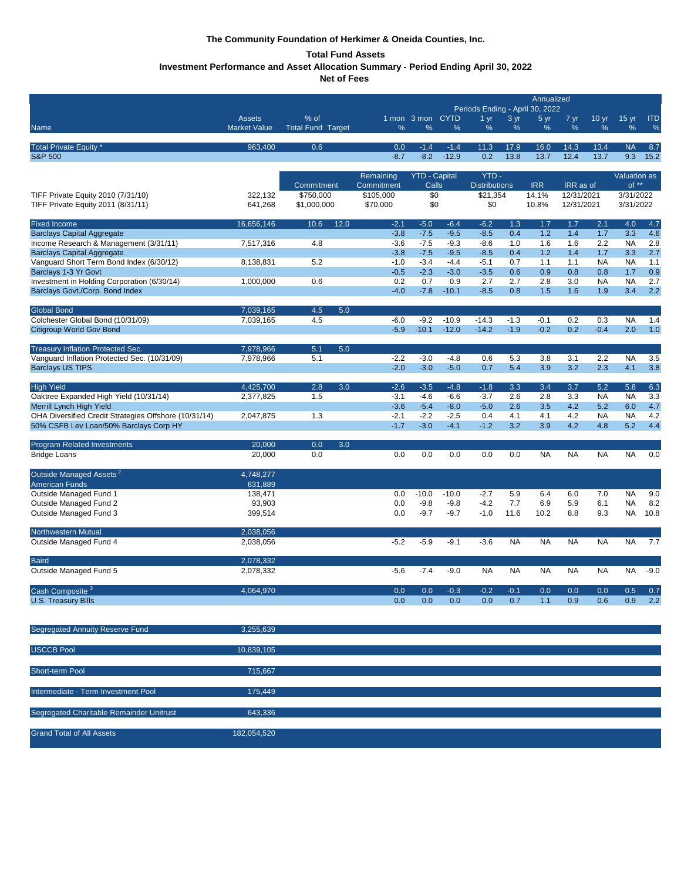**The Community Foundation of Herkimer & Oneida Counties, Inc.**

**Total Fund Assets**

**Investment Performance and Asset Allocation Summary - Period Ending April 30, 2022**

**Net of Fees**

| Name | Assets Market Value | % of Total Fund | Target | 1 mon % | 3 mon % | CYTD % | 1 yr % | 3 yr % | 5 yr % | 7 yr % | 10 yr % | 15 yr % | ITD % |
|---|---|---|---|---|---|---|---|---|---|---|---|---|---|
| | | | | | | | Annualized Periods Ending - April 30, 2022 | | | | | | |
| Total Private Equity * | 963,400 | 0.6 | | 0.0 | -1.4 | -1.4 | 11.3 | 17.9 | 16.0 | 14.3 | 13.4 | NA | 8.7 |
| S&P 500 | | | | -8.7 | -8.2 | -12.9 | 0.2 | 13.8 | 13.7 | 12.4 | 13.7 | 9.3 | 15.2 |

| Name | Assets Market Value | Commitment | Remaining Commitment | YTD - Capital Calls | YTD - Distributions | IRR | IRR as of | Valuation as of ** |
|---|---|---|---|---|---|---|---|---|
| TIFF Private Equity 2010 (7/31/10) | 322,132 | $750,000 | $105,000 | $0 | $21,354 | 14.1% | 12/31/2021 | 3/31/2022 |
| TIFF Private Equity 2011 (8/31/11) | 641,268 | $1,000,000 | $70,000 | $0 | $0 | 10.8% | 12/31/2021 | 3/31/2022 |

| Name | Assets Market Value | % of Total Fund | Target | 1 mon % | 3 mon % | CYTD % | 1 yr % | 3 yr % | 5 yr % | 7 yr % | 10 yr % | 15 yr % | ITD % |
|---|---|---|---|---|---|---|---|---|---|---|---|---|---|
| Fixed Income | 16,656,146 | 10.6 | 12.0 | -2.1 | -5.0 | -6.4 | -6.2 | 1.3 | 1.7 | 1.7 | 2.1 | 4.0 | 4.7 |
| Barclays Capital Aggregate | | | | -3.8 | -7.5 | -9.5 | -8.5 | 0.4 | 1.2 | 1.4 | 1.7 | 3.3 | 4.6 |
| Income Research & Management (3/31/11) | 7,517,316 | 4.8 | | -3.6 | -7.5 | -9.3 | -8.6 | 1.0 | 1.6 | 1.6 | 2.2 | NA | 2.8 |
| Barclays Capital Aggregate | | | | -3.8 | -7.5 | -9.5 | -8.5 | 0.4 | 1.2 | 1.4 | 1.7 | 3.3 | 2.7 |
| Vanguard Short Term Bond Index (6/30/12) | 8,138,831 | 5.2 | | -1.0 | -3.4 | -4.4 | -5.1 | 0.7 | 1.1 | 1.1 | NA | NA | 1.1 |
| Barclays 1-3 Yr Govt | | | | -0.5 | -2.3 | -3.0 | -3.5 | 0.6 | 0.9 | 0.8 | 0.8 | 1.7 | 0.9 |
| Investment in Holding Corporation (6/30/14) | 1,000,000 | 0.6 | | 0.2 | 0.7 | 0.9 | 2.7 | 2.7 | 2.8 | 3.0 | NA | NA | 2.7 |
| Barclays Govt./Corp. Bond Index | | | | -4.0 | -7.8 | -10.1 | -8.5 | 0.8 | 1.5 | 1.6 | 1.9 | 3.4 | 2.2 |
| Global Bond | 7,039,165 | 4.5 | 5.0 | | | | | | | | | | |
| Colchester Global Bond (10/31/09) | 7,039,165 | 4.5 | | -6.0 | -9.2 | -10.9 | -14.3 | -1.3 | -0.1 | 0.2 | 0.3 | NA | 1.4 |
| Citigroup World Gov Bond | | | | -5.9 | -10.1 | -12.0 | -14.2 | -1.9 | -0.2 | 0.2 | -0.4 | 2.0 | 1.0 |
| Treasury Inflation Protected Sec. | 7,978,966 | 5.1 | 5.0 | | | | | | | | | | |
| Vanguard Inflation Protected Sec. (10/31/09) | 7,978,966 | 5.1 | | -2.2 | -3.0 | -4.8 | 0.6 | 5.3 | 3.8 | 3.1 | 2.2 | NA | 3.5 |
| Barclays US TIPS | | | | -2.0 | -3.0 | -5.0 | 0.7 | 5.4 | 3.9 | 3.2 | 2.3 | 4.1 | 3.8 |
| High Yield | 4,425,700 | 2.8 | 3.0 | -2.6 | -3.5 | -4.8 | -1.8 | 3.3 | 3.4 | 3.7 | 5.2 | 5.8 | 6.3 |
| Oaktree Expanded High Yield (10/31/14) | 2,377,825 | 1.5 | | -3.1 | -4.6 | -6.6 | -3.7 | 2.6 | 2.8 | 3.3 | NA | NA | 3.3 |
| Merrill Lynch High Yield | | | | -3.6 | -5.4 | -8.0 | -5.0 | 2.6 | 3.5 | 4.2 | 5.2 | 6.0 | 4.7 |
| OHA Diversified Credit Strategies Offshore (10/31/14) | 2,047,875 | 1.3 | | -2.1 | -2.2 | -2.5 | 0.4 | 4.1 | 4.1 | 4.2 | NA | NA | 4.2 |
| 50% CSFB Lev Loan/50% Barclays Corp HY | | | | -1.7 | -3.0 | -4.1 | -1.2 | 3.2 | 3.9 | 4.2 | 4.8 | 5.2 | 4.4 |
| Program Related Investments | 20,000 | 0.0 | 3.0 | | | | | | | | | | |
| Bridge Loans | 20,000 | 0.0 | | 0.0 | 0.0 | 0.0 | 0.0 | 0.0 | NA | NA | NA | NA | 0.0 |
| Outside Managed Assets [2] | 4,748,277 | | | | | | | | | | | | |
| American Funds | 631,889 | | | | | | | | | | | | |
| Outside Managed Fund 1 | 138,471 | | | 0.0 | -10.0 | -10.0 | -2.7 | 5.9 | 6.4 | 6.0 | 7.0 | NA | 9.0 |
| Outside Managed Fund 2 | 93,903 | | | 0.0 | -9.8 | -9.8 | -4.2 | 7.7 | 6.9 | 5.9 | 6.1 | NA | 8.2 |
| Outside Managed Fund 3 | 399,514 | | | 0.0 | -9.7 | -9.7 | -1.0 | 11.6 | 10.2 | 8.8 | 9.3 | NA | 10.8 |
| Northwestern Mutual | 2,038,056 | | | | | | | | | | | | |
| Outside Managed Fund 4 | 2,038,056 | | | -5.2 | -5.9 | -9.1 | -3.6 | NA | NA | NA | NA | NA | 7.7 |
| Baird | 2,078,332 | | | | | | | | | | | | |
| Outside Managed Fund 5 | 2,078,332 | | | -5.6 | -7.4 | -9.0 | NA | NA | NA | NA | NA | NA | -9.0 |
| Cash Composite [3] | 4,064,970 | | | 0.0 | 0.0 | -0.3 | -0.2 | -0.1 | 0.0 | 0.0 | 0.0 | 0.5 | 0.7 |
| U.S. Treasury Bills | | | | 0.0 | 0.0 | 0.0 | 0.0 | 0.7 | 1.1 | 0.9 | 0.6 | 0.9 | 2.2 |
| Segregated Annuity Reserve Fund | 3,255,639 | | | | | | | | | | | | |
| USCCB Pool | 10,839,105 | | | | | | | | | | | | |
| Short-term Pool | 715,667 | | | | | | | | | | | | |
| Intermediate - Term Investment Pool | 175,449 | | | | | | | | | | | | |
| Segregated Charitable Remainder Unitrust | 643,336 | | | | | | | | | | | | |
| Grand Total of All Assets | 182,054,520 | | | | | | | | | | | | |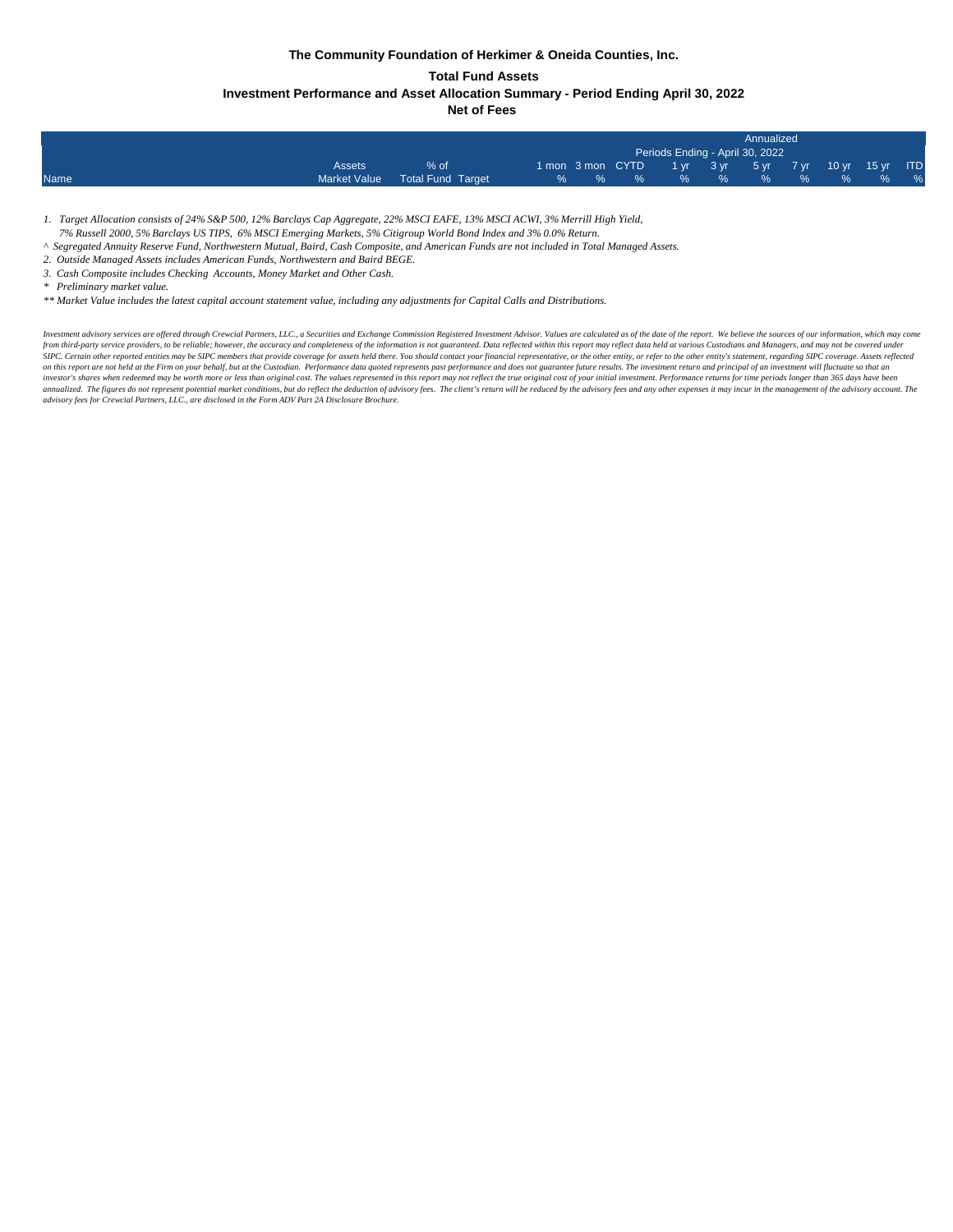**The Community Foundation of Herkimer & Oneida Counties, Inc.**

**Total Fund Assets**

**Investment Performance and Asset Allocation Summary - Period Ending April 30, 2022**

**Net of Fees**

| | | | | | | | | | | | | | |
|---|---|---|---|---|---|---|---|---|---|---|---|---|---|
| | | | | | | | Annualized | | | | | | |
| | | | | | | | Periods Ending - April 30, 2022 | | | | | | |
| | Assets | % of | | 1 mon | 3 mon | CYTD | 1 yr | 3 yr | 5 yr | 7 yr | 10 yr | 15 yr | ITD |
| Name | Market Value | Total Fund | Target | % | % | % | % | % | % | % | % | % | % |

*1. Target Allocation consists of 24% S&P 500, 12% Barclays Cap Aggregate, 22% MSCI EAFE, 13% MSCI ACWI, 3% Merrill High Yield, 7% Russell 2000, 5% Barclays US TIPS, 6% MSCI Emerging Markets, 5% Citigroup World Bond Index and 3% 0.0% Return.*

*^ Segregated Annuity Reserve Fund, Northwestern Mutual, Baird, Cash Composite, and American Funds are not included in Total Managed Assets.*

*2. Outside Managed Assets includes American Funds, Northwestern and Baird BEGE.*

*3. Cash Composite includes Checking Accounts, Money Market and Other Cash.*

*\* Preliminary market value.*

*\*\* Market Value includes the latest capital account statement value, including any adjustments for Capital Calls and Distributions.*

*Investment advisory services are offered through Crewcial Partners, LLC., a Securities and Exchange Commission Registered Investment Advisor. Values are calculated as of the date of the report. We believe the sources of our information, which may come from third-party service providers, to be reliable; however, the accuracy and completeness of the information is not guaranteed. Data reflected within this report may reflect data held at various Custodians and Managers, and may not be covered under SIPC. Certain other reported entities may be SIPC members that provide coverage for assets held there. You should contact your financial representative, or the other entity, or refer to the other entity's statement, regarding SIPC coverage. Assets reflected on this report are not held at the Firm on your behalf, but at the Custodian. Performance data quoted represents past performance and does not guarantee future results. The investment return and principal of an investment will fluctuate so that an investor's shares when redeemed may be worth more or less than original cost. The values represented in this report may not reflect the true original cost of your initial investment. Performance returns for time periods longer than 365 days have been annualized. The figures do not represent potential market conditions, but do reflect the deduction of advisory fees. The client's return will be reduced by the advisory fees and any other expenses it may incur in the management of the advisory account. The advisory fees for Crewcial Partners, LLC., are disclosed in the Form ADV Part 2A Disclosure Brochure.*